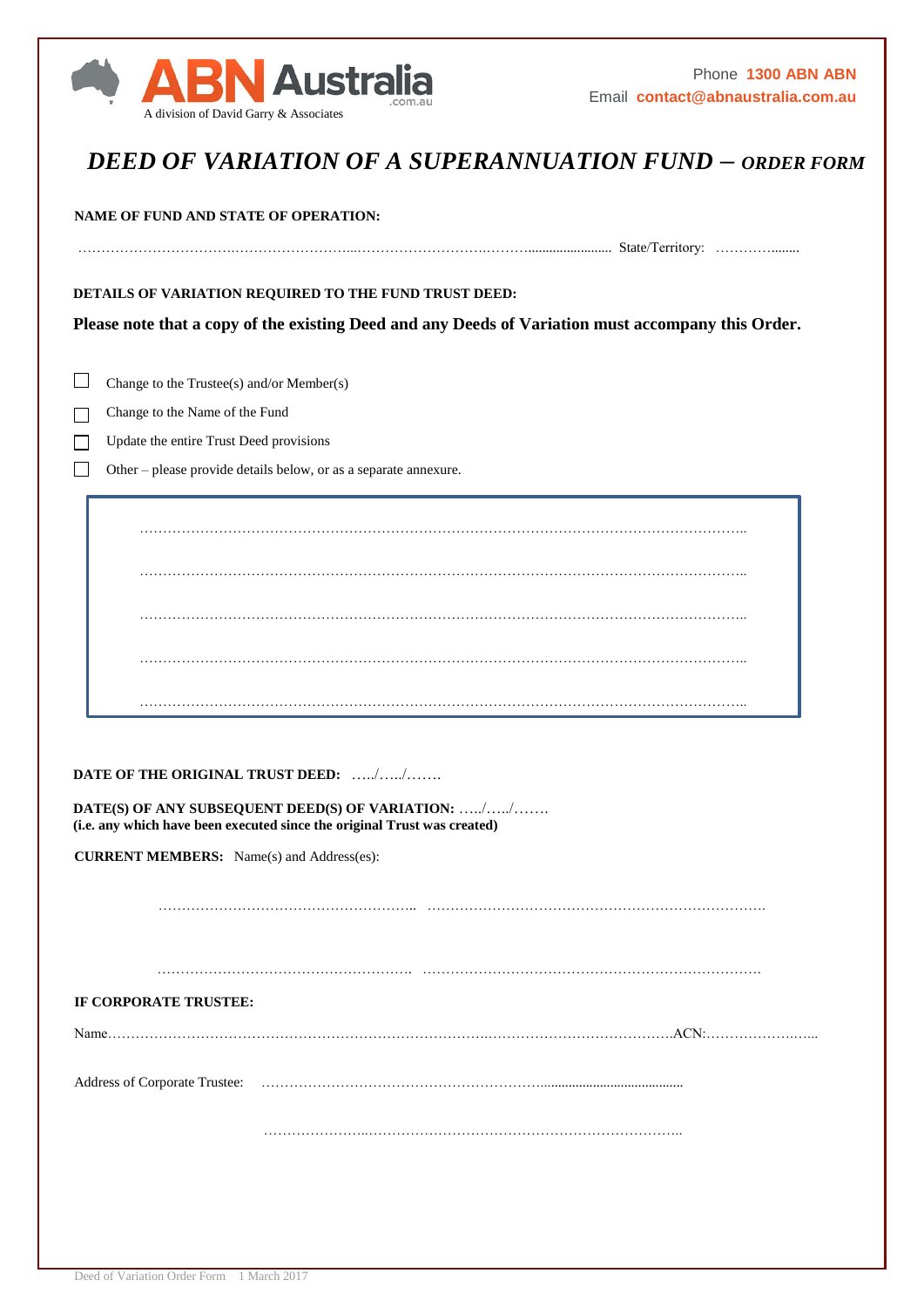ABN Australia
A division of David Garry & Associates

Phone **1300 ABN ABN**
Email **contact@abnaustralia.com.au**

# *DEED OF VARIATION OF A SUPERANNUATION FUND – ORDER FORM*

**NAME OF FUND AND STATE OF OPERATION:**

…………………………………………………………………………………………………………… State/Territory: ……………….....

**DETAILS OF VARIATION REQUIRED TO THE FUND TRUST DEED:**

**Please note that a copy of the existing Deed and any Deeds of Variation must accompany this Order.**

- ☐ Change to the Trustee(s) and/or Member(s)
- ☐ Change to the Name of the Fund
- ☐ Update the entire Trust Deed provisions
- ☐ Other – please provide details below, or as a separate annexure.

………………………………………………………………………………………………………………………..

………………………………………………………………………………………………………………………..

………………………………………………………………………………………………………………………..

………………………………………………………………………………………………………………………..

………………………………………………………………………………………………………………………..

**DATE OF THE ORIGINAL TRUST DEED:** …../…../…….

**DATE(S) OF ANY SUBSEQUENT DEED(S) OF VARIATION:** …../…../…….
**(i.e. any which have been executed since the original Trust was created)**

**CURRENT MEMBERS:** Name(s) and Address(es):

……………………………………………….. ……………………………………………………………….

………………………………………………. ……………………………………………………………….

**IF CORPORATE TRUSTEE:**

Name…………………………………………………………………………………………………………….ACN:……………………...

Address of Corporate Trustee: ……………………………………………………………………………………….

……………………………………………………………………………………..

Deed of Variation Order Form 1 March 2017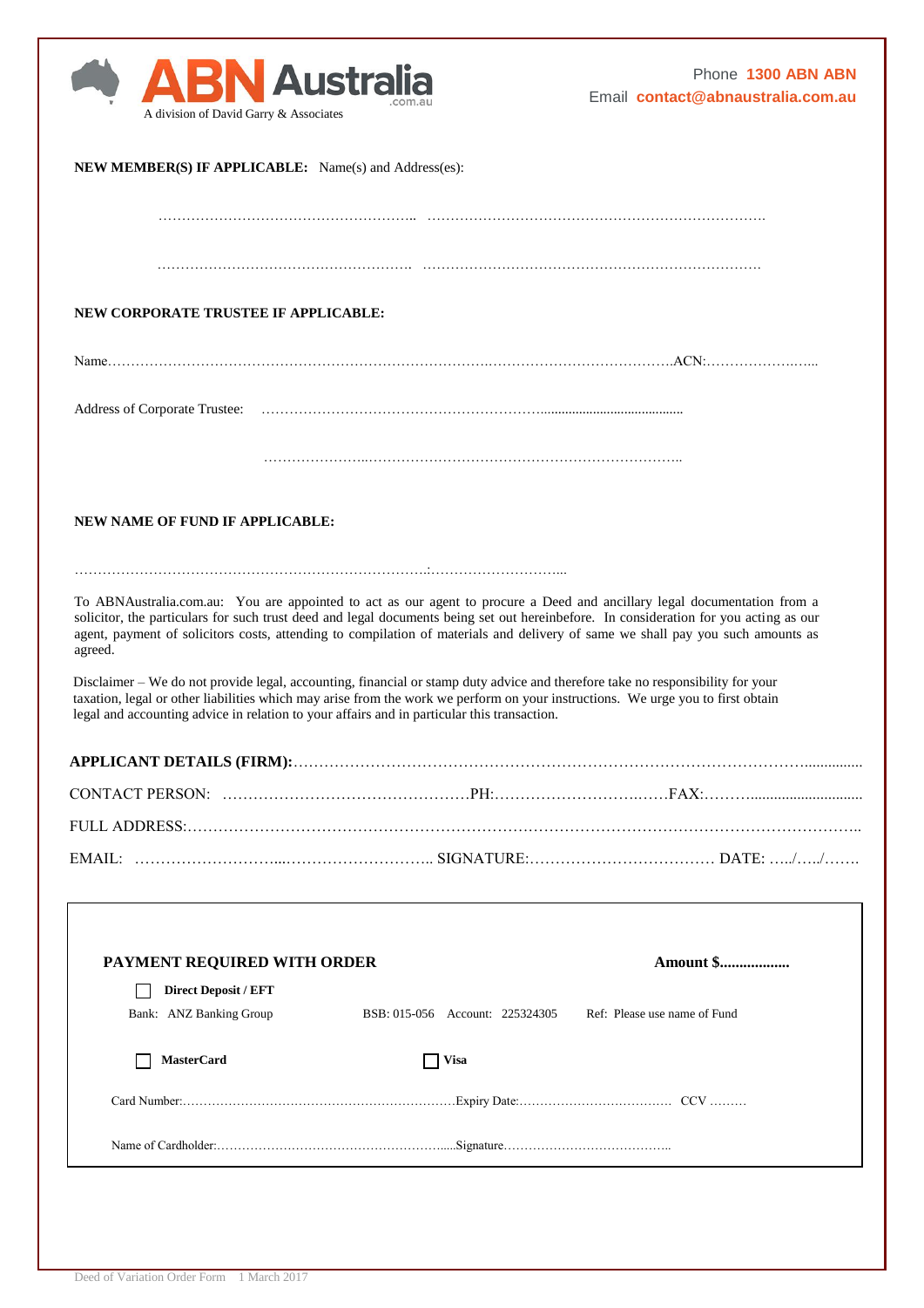ABN Australia .com.au
A division of David Garry & Associates

Phone **1300 ABN ABN**
Email **contact@abnaustralia.com.au**

**NEW MEMBER(S) IF APPLICABLE:** Name(s) and Address(es):

……………………………………………….. ………………………………………………………………….

………………………………………………. ……………………………………………………………….

**NEW CORPORATE TRUSTEE IF APPLICABLE:**

Name……………………………………………………………………….…………………………………ACN:………………..…...

Address of Corporate Trustee: …………………………………………………..........................................

…………………..……………………………………………………………..

**NEW NAME OF FUND IF APPLICABLE:**

……………………………………………………………………:………………………....

To ABNAustralia.com.au: You are appointed to act as our agent to procure a Deed and ancillary legal documentation from a solicitor, the particulars for such trust deed and legal documents being set out hereinbefore. In consideration for you acting as our agent, payment of solicitors costs, attending to compilation of materials and delivery of same we shall pay you such amounts as agreed.

Disclaimer – We do not provide legal, accounting, financial or stamp duty advice and therefore take no responsibility for your taxation, legal or other liabilities which may arise from the work we perform on your instructions. We urge you to first obtain legal and accounting advice in relation to your affairs and in particular this transaction.

**APPLICANT DETAILS (FIRM):**…………………………………………………………………………………………...............

CONTACT PERSON: …………………………………………PH:…………………………..……FAX:………..............................

FULL ADDRESS:……………………………………………………………………………………………………………………..

EMAIL: ………………………...………………………….. SIGNATURE:……………………………… DATE: …../…../…….

**PAYMENT REQUIRED WITH ORDER** **Amount $..................**

☐ **Direct Deposit / EFT**

Bank: ANZ Banking Group BSB: 015-056 Account: 225324305 Ref: Please use name of Fund

☐ **MasterCard** ☐ **Visa**

Card Number:…………………………………………………………Expiry Date:……………………………… CCV ………

Name of Cardholder:……………………………………………….....Signature…………………………………..

Deed of Variation Order Form 1 March 2017